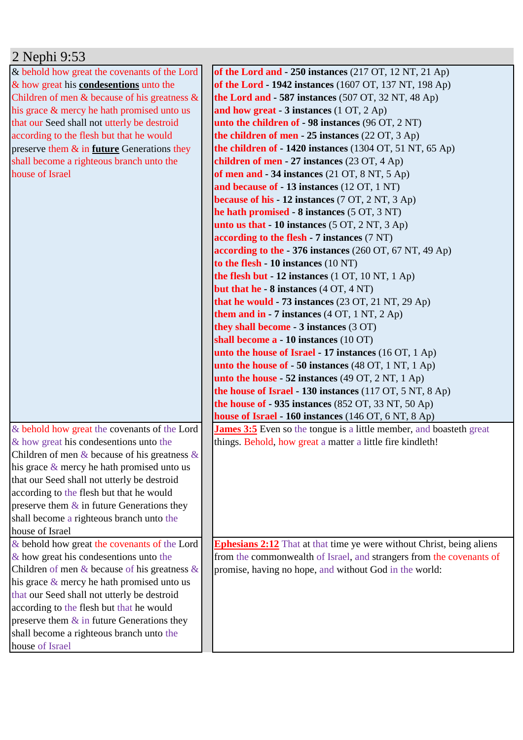# 2 Nephi 9:53

| | |
|---|---|
| & behold how great the covenants of the Lord & how great his **condesentions** unto the Children of men & because of his greatness & his grace & mercy he hath promised unto us that our Seed shall not utterly be destroid according to the flesh but that he would preserve them & in **future** Generations they shall become a righteous branch unto the house of Israel | **of the Lord and** - **250 instances** (217 OT, 12 NT, 21 Ap)<br>**of the Lord** - **1942 instances** (1607 OT, 137 NT, 198 Ap)<br>**the Lord and** - **587 instances** (507 OT, 32 NT, 48 Ap)<br>**and how great** - **3 instances** (1 OT, 2 Ap)<br>**unto the children of** - **98 instances** (96 OT, 2 NT)<br>**the children of men** - **25 instances** (22 OT, 3 Ap)<br>**the children of** - **1420 instances** (1304 OT, 51 NT, 65 Ap)<br>**children of men** - **27 instances** (23 OT, 4 Ap)<br>**of men and** - **34 instances** (21 OT, 8 NT, 5 Ap)<br>**and because of** - **13 instances** (12 OT, 1 NT)<br>**because of his** - **12 instances** (7 OT, 2 NT, 3 Ap)<br>**he hath promised** - **8 instances** (5 OT, 3 NT)<br>**unto us that** - **10 instances** (5 OT, 2 NT, 3 Ap)<br>**according to the flesh** - **7 instances** (7 NT)<br>**according to the** - **376 instances** (260 OT, 67 NT, 49 Ap)<br>**to the flesh** - **10 instances** (10 NT)<br>**the flesh but** - **12 instances** (1 OT, 10 NT, 1 Ap)<br>**but that he** - **8 instances** (4 OT, 4 NT)<br>**that he would** - **73 instances** (23 OT, 21 NT, 29 Ap)<br>**them and in** - **7 instances** (4 OT, 1 NT, 2 Ap)<br>**they shall become** - **3 instances** (3 OT)<br>**shall become a** - **10 instances** (10 OT)<br>**unto the house of Israel** - **17 instances** (16 OT, 1 Ap)<br>**unto the house of** - **50 instances** (48 OT, 1 NT, 1 Ap)<br>**unto the house** - **52 instances** (49 OT, 2 NT, 1 Ap)<br>**the house of Israel** - **130 instances** (117 OT, 5 NT, 8 Ap)<br>**the house of** - **935 instances** (852 OT, 33 NT, 50 Ap)<br>**house of Israel** - **160 instances** (146 OT, 6 NT, 8 Ap) |
| & behold how great the covenants of the Lord & how great his condesentions unto the Children of men & because of his greatness & his grace & mercy he hath promised unto us that our Seed shall not utterly be destroid according to the flesh but that he would preserve them & in future Generations they shall become a righteous branch unto the house of Israel | **James 3:5** Even so the tongue is a little member, and boasteth great things. Behold, how great a matter a little fire kindleth! |
| & behold how great the covenants of the Lord & how great his condesentions unto the Children of men & because of his greatness & his grace & mercy he hath promised unto us that our Seed shall not utterly be destroid according to the flesh but that he would preserve them & in future Generations they shall become a righteous branch unto the house of Israel | **Ephesians 2:12** That at that time ye were without Christ, being aliens from the commonwealth of Israel, and strangers from the covenants of promise, having no hope, and without God in the world: |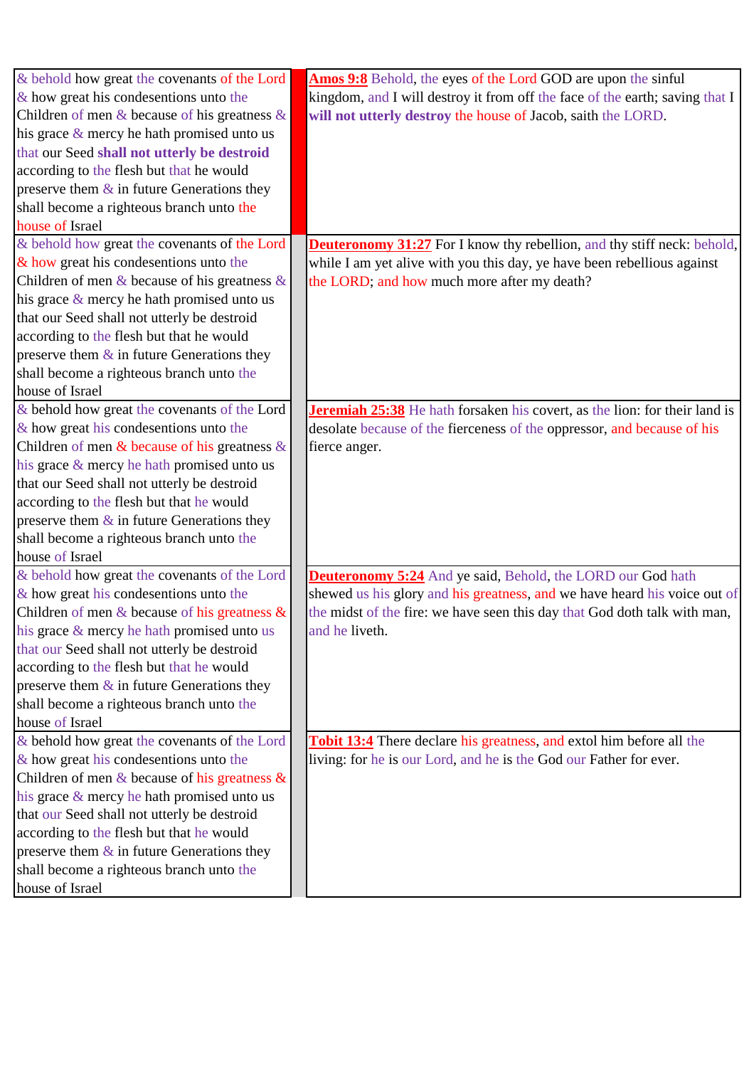| | | |
|---|---|---|
| & behold how great the covenants of the Lord & how great his condesentions unto the Children of men & because of his greatness & his grace & mercy he hath promised unto us that our Seed **shall not utterly be destroid** according to the flesh but that he would preserve them & in future Generations they shall become a righteous branch unto the house of Israel | | **Amos 9:8** Behold, the eyes of the Lord GOD are upon the sinful kingdom, and I will destroy it from off the face of the earth; saving that I **will not utterly destroy** the house of Jacob, saith the LORD. |
| & behold how great the covenants of the Lord & how great his condesentions unto the Children of men & because of his greatness & his grace & mercy he hath promised unto us that our Seed shall not utterly be destroid according to the flesh but that he would preserve them & in future Generations they shall become a righteous branch unto the house of Israel | | **Deuteronomy 31:27** For I know thy rebellion, and thy stiff neck: behold, while I am yet alive with you this day, ye have been rebellious against the LORD; and how much more after my death? |
| & behold how great the covenants of the Lord & how great his condesentions unto the Children of men & because of his greatness & his grace & mercy he hath promised unto us that our Seed shall not utterly be destroid according to the flesh but that he would preserve them & in future Generations they shall become a righteous branch unto the house of Israel | | **Jeremiah 25:38** He hath forsaken his covert, as the lion: for their land is desolate because of the fierceness of the oppressor, and because of his fierce anger. |
| & behold how great the covenants of the Lord & how great his condesentions unto the Children of men & because of his greatness & his grace & mercy he hath promised unto us that our Seed shall not utterly be destroid according to the flesh but that he would preserve them & in future Generations they shall become a righteous branch unto the house of Israel | | **Deuteronomy 5:24** And ye said, Behold, the LORD our God hath shewed us his glory and his greatness, and we have heard his voice out of the midst of the fire: we have seen this day that God doth talk with man, and he liveth. |
| & behold how great the covenants of the Lord & how great his condesentions unto the Children of men & because of his greatness & his grace & mercy he hath promised unto us that our Seed shall not utterly be destroid according to the flesh but that he would preserve them & in future Generations they shall become a righteous branch unto the house of Israel | | **Tobit 13:4** There declare his greatness, and extol him before all the living: for he is our Lord, and he is the God our Father for ever. |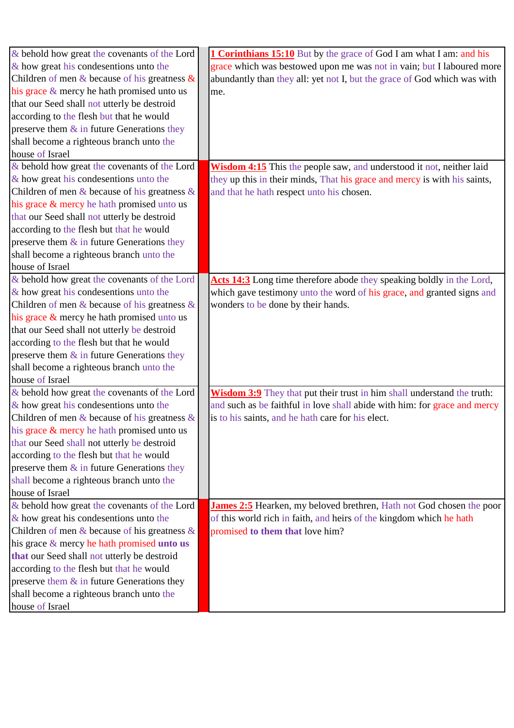| & behold how great the covenants of the Lord & how great his condesentions unto the Children of men & because of his greatness & his grace & mercy he hath promised unto us that our Seed shall not utterly be destroid according to the flesh but that he would preserve them & in future Generations they shall become a righteous branch unto the house of Israel | | **1 Corinthians 15:10** But by the grace of God I am what I am: and his grace which was bestowed upon me was not in vain; but I laboured more abundantly than they all: yet not I, but the grace of God which was with me. |
|---|---|---|
| & behold how great the covenants of the Lord & how great his condesentions unto the Children of men & because of his greatness & his grace & mercy he hath promised unto us that our Seed shall not utterly be destroid according to the flesh but that he would preserve them & in future Generations they shall become a righteous branch unto the house of Israel | | **Wisdom 4:15** This the people saw, and understood it not, neither laid they up this in their minds, That his grace and mercy is with his saints, and that he hath respect unto his chosen. |
| & behold how great the covenants of the Lord & how great his condesentions unto the Children of men & because of his greatness & his grace & mercy he hath promised unto us that our Seed shall not utterly be destroid according to the flesh but that he would preserve them & in future Generations they shall become a righteous branch unto the house of Israel | | **Acts 14:3** Long time therefore abode they speaking boldly in the Lord, which gave testimony unto the word of his grace, and granted signs and wonders to be done by their hands. |
| & behold how great the covenants of the Lord & how great his condesentions unto the Children of men & because of his greatness & his grace & mercy he hath promised unto us that our Seed shall not utterly be destroid according to the flesh but that he would preserve them & in future Generations they shall become a righteous branch unto the house of Israel | | **Wisdom 3:9** They that put their trust in him shall understand the truth: and such as be faithful in love shall abide with him: for grace and mercy is to his saints, and he hath care for his elect. |
| & behold how great the covenants of the Lord & how great his condesentions unto the Children of men & because of his greatness & his grace & mercy he hath promised **unto us that** our Seed shall not utterly be destroid according to the flesh but that he would preserve them & in future Generations they shall become a righteous branch unto the house of Israel | | **James 2:5** Hearken, my beloved brethren, Hath not God chosen the poor of this world rich in faith, and heirs of the kingdom which he hath promised **to them that** love him? |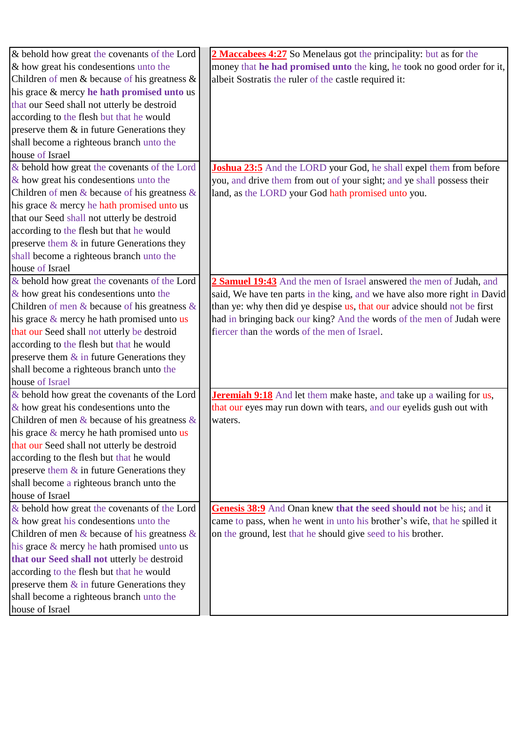| | |
|---|---|
| & behold how great the covenants of the Lord & how great his condesentions unto the Children of men & because of his greatness & his grace & mercy **he hath promised unto** us that our Seed shall not utterly be destroid according to the flesh but that he would preserve them & in future Generations they shall become a righteous branch unto the house of Israel | **2 Maccabees 4:27** So Menelaus got the principality: but as for the money that **he had promised unto** the king, he took no good order for it, albeit Sostratis the ruler of the castle required it: |
| & behold how great the covenants of the Lord & how great his condesentions unto the Children of men & because of his greatness & his grace & mercy he hath promised unto us that our Seed shall not utterly be destroid according to the flesh but that he would preserve them & in future Generations they shall become a righteous branch unto the house of Israel | **Joshua 23:5** And the LORD your God, he shall expel them from before you, and drive them from out of your sight; and ye shall possess their land, as the LORD your God hath promised unto you. |
| & behold how great the covenants of the Lord & how great his condesentions unto the Children of men & because of his greatness & his grace & mercy he hath promised unto us that our Seed shall not utterly be destroid according to the flesh but that he would preserve them & in future Generations they shall become a righteous branch unto the house of Israel | **2 Samuel 19:43** And the men of Israel answered the men of Judah, and said, We have ten parts in the king, and we have also more right in David than ye: why then did ye despise us, that our advice should not be first had in bringing back our king? And the words of the men of Judah were fiercer than the words of the men of Israel. |
| & behold how great the covenants of the Lord & how great his condesentions unto the Children of men & because of his greatness & his grace & mercy he hath promised unto us that our Seed shall not utterly be destroid according to the flesh but that he would preserve them & in future Generations they shall become a righteous branch unto the house of Israel | **Jeremiah 9:18** And let them make haste, and take up a wailing for us, that our eyes may run down with tears, and our eyelids gush out with waters. |
| & behold how great the covenants of the Lord & how great his condesentions unto the Children of men & because of his greatness & his grace & mercy he hath promised unto us **that our Seed shall not** utterly be destroid according to the flesh but that he would preserve them & in future Generations they shall become a righteous branch unto the house of Israel | **Genesis 38:9** And Onan knew **that the seed should not** be his; and it came to pass, when he went in unto his brother's wife, that he spilled it on the ground, lest that he should give seed to his brother. |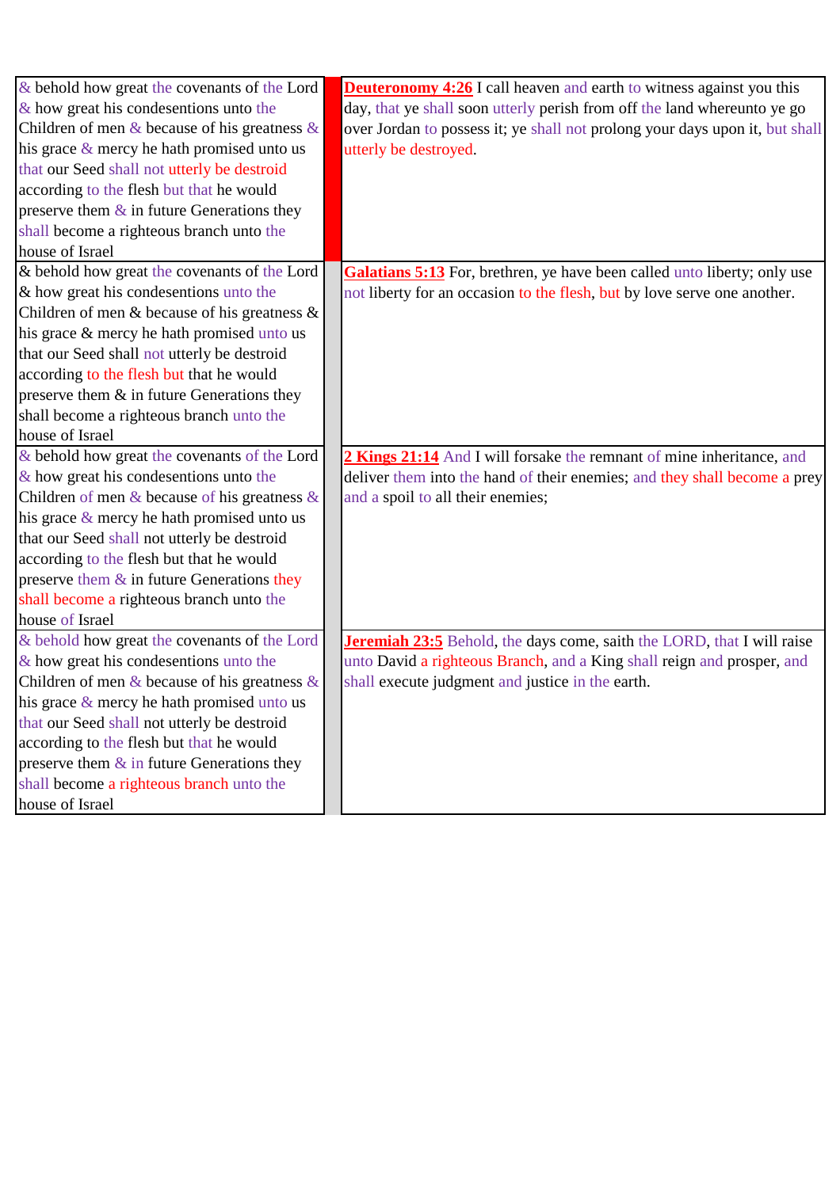| | | |
|---|---|---|
| & behold how great the covenants of the Lord & how great his condesentions unto the Children of men & because of his greatness & his grace & mercy he hath promised unto us that our Seed shall not utterly be destroid according to the flesh but that he would preserve them & in future Generations they shall become a righteous branch unto the house of Israel | | **Deuteronomy 4:26** I call heaven and earth to witness against you this day, that ye shall soon utterly perish from off the land whereunto ye go over Jordan to possess it; ye shall not prolong your days upon it, but shall utterly be destroyed. |
| & behold how great the covenants of the Lord & how great his condesentions unto the Children of men & because of his greatness & his grace & mercy he hath promised unto us that our Seed shall not utterly be destroid according to the flesh but that he would preserve them & in future Generations they shall become a righteous branch unto the house of Israel | | **Galatians 5:13** For, brethren, ye have been called unto liberty; only use not liberty for an occasion to the flesh, but by love serve one another. |
| & behold how great the covenants of the Lord & how great his condesentions unto the Children of men & because of his greatness & his grace & mercy he hath promised unto us that our Seed shall not utterly be destroid according to the flesh but that he would preserve them & in future Generations they shall become a righteous branch unto the house of Israel | | **2 Kings 21:14** And I will forsake the remnant of mine inheritance, and deliver them into the hand of their enemies; and they shall become a prey and a spoil to all their enemies; |
| & behold how great the covenants of the Lord & how great his condesentions unto the Children of men & because of his greatness & his grace & mercy he hath promised unto us that our Seed shall not utterly be destroid according to the flesh but that he would preserve them & in future Generations they shall become a righteous branch unto the house of Israel | | **Jeremiah 23:5** Behold, the days come, saith the LORD, that I will raise unto David a righteous Branch, and a King shall reign and prosper, and shall execute judgment and justice in the earth. |